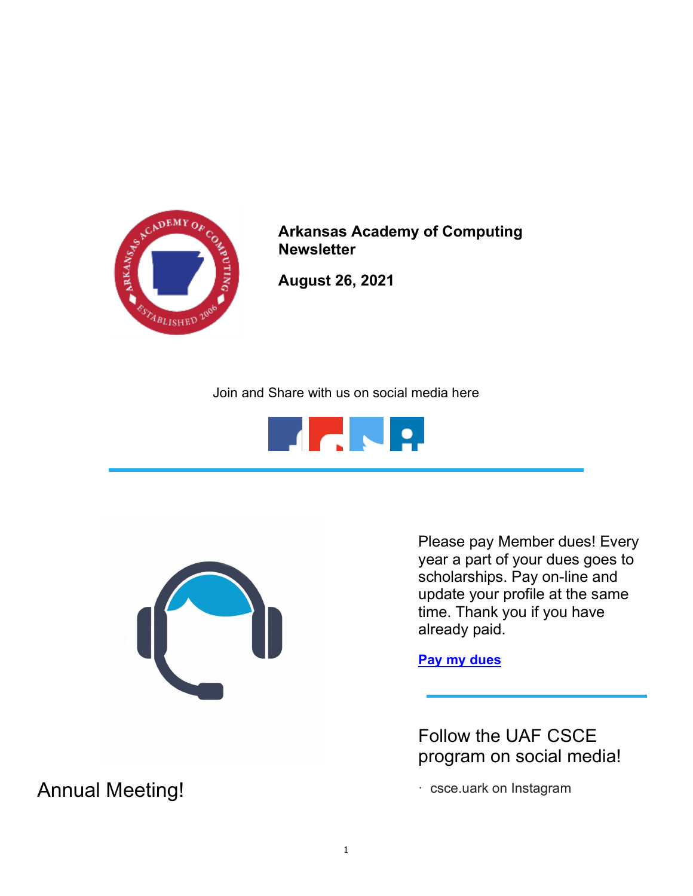**Arkansas Academy of Computing Newsletter**

**August 26, 2021**

Join and Share with us on social media here

Please pay Member dues! Every year a part of your dues goes to scholarships. Pay on-line and update your profile at the same time. Thank you if you have already paid.

**Pay my dues**

## Follow the UAF CSCE program on social media!

- csce.uark on Instagram

## Annual Meeting!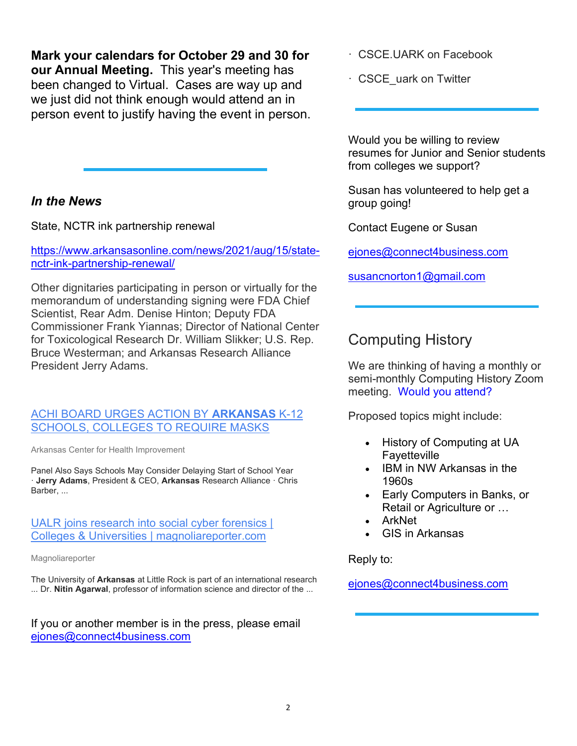**Mark your calendars for October 29 and 30 for our Annual Meeting.** This year's meeting has been changed to Virtual. Cases are way up and we just did not think enough would attend an in person event to justify having the event in person.

---

### *In the News*

State, NCTR ink partnership renewal

https://www.arkansasonline.com/news/2021/aug/15/state-nctr-ink-partnership-renewal/

Other dignitaries participating in person or virtually for the memorandum of understanding signing were FDA Chief Scientist, Rear Adm. Denise Hinton; Deputy FDA Commissioner Frank Yiannas; Director of National Center for Toxicological Research Dr. William Slikker; U.S. Rep. Bruce Westerman; and Arkansas Research Alliance President Jerry Adams.

ACHI BOARD URGES ACTION BY **ARKANSAS** K-12 SCHOOLS, COLLEGES TO REQUIRE MASKS

Arkansas Center for Health Improvement

Panel Also Says Schools May Consider Delaying Start of School Year · **Jerry Adams**, President & CEO, **Arkansas** Research Alliance · Chris Barber, ...

UALR joins research into social cyber forensics | Colleges & Universities | magnoliareporter.com

Magnoliareporter

The University of **Arkansas** at Little Rock is part of an international research ... Dr. **Nitin Agarwal**, professor of information science and director of the ...

If you or another member is in the press, please email ejones@connect4business.com

· CSCE.UARK on Facebook

· CSCE_uark on Twitter

---

Would you be willing to review resumes for Junior and Senior students from colleges we support?

Susan has volunteered to help get a group going!

Contact Eugene or Susan

ejones@connect4business.com

susancnorton1@gmail.com

---

## Computing History

We are thinking of having a monthly or semi-monthly Computing History Zoom meeting. Would you attend?

Proposed topics might include:

- History of Computing at UA Fayetteville
- IBM in NW Arkansas in the 1960s
- Early Computers in Banks, or Retail or Agriculture or …
- ArkNet
- GIS in Arkansas

Reply to:

ejones@connect4business.com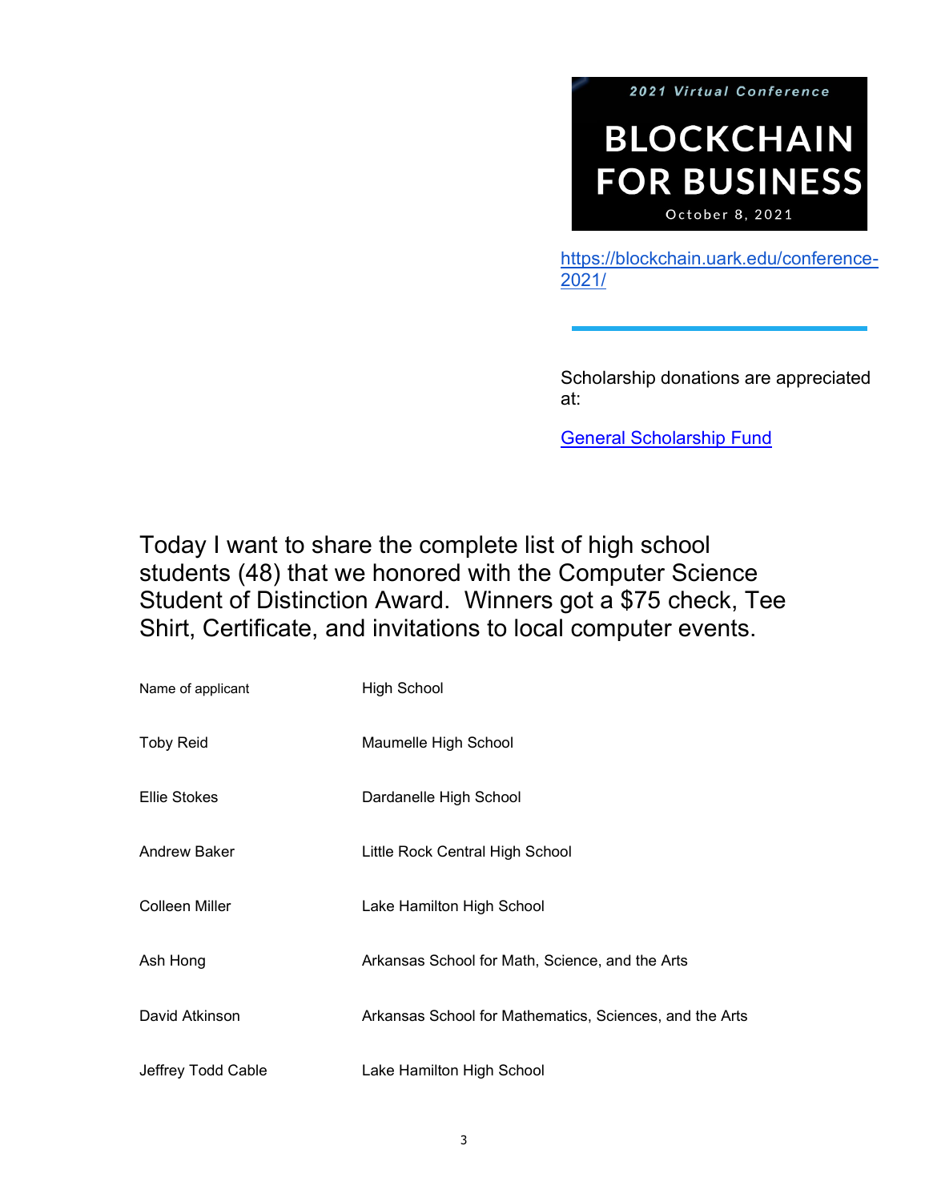2021 Virtual Conference

**BLOCKCHAIN FOR BUSINESS**

October 8, 2021

https://blockchain.uark.edu/conference-2021/

Scholarship donations are appreciated at:

General Scholarship Fund

Today I want to share the complete list of high school students (48) that we honored with the Computer Science Student of Distinction Award. Winners got a $75 check, Tee Shirt, Certificate, and invitations to local computer events.

| Name of applicant | High School |
|---|---|
| Toby Reid | Maumelle High School |
| Ellie Stokes | Dardanelle High School |
| Andrew Baker | Little Rock Central High School |
| Colleen Miller | Lake Hamilton High School |
| Ash Hong | Arkansas School for Math, Science, and the Arts |
| David Atkinson | Arkansas School for Mathematics, Sciences, and the Arts |
| Jeffrey Todd Cable | Lake Hamilton High School |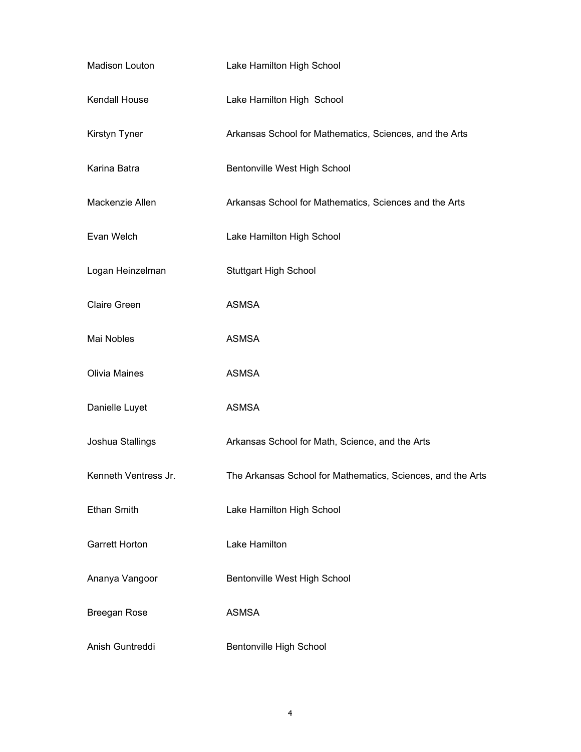| | |
|---|---|
| Madison Louton | Lake Hamilton High School |
| Kendall House | Lake Hamilton High School |
| Kirstyn Tyner | Arkansas School for Mathematics, Sciences, and the Arts |
| Karina Batra | Bentonville West High School |
| Mackenzie Allen | Arkansas School for Mathematics, Sciences and the Arts |
| Evan Welch | Lake Hamilton High School |
| Logan Heinzelman | Stuttgart High School |
| Claire Green | ASMSA |
| Mai Nobles | ASMSA |
| Olivia Maines | ASMSA |
| Danielle Luyet | ASMSA |
| Joshua Stallings | Arkansas School for Math, Science, and the Arts |
| Kenneth Ventress Jr. | The Arkansas School for Mathematics, Sciences, and the Arts |
| Ethan Smith | Lake Hamilton High School |
| Garrett Horton | Lake Hamilton |
| Ananya Vangoor | Bentonville West High School |
| Breegan Rose | ASMSA |
| Anish Guntreddi | Bentonville High School |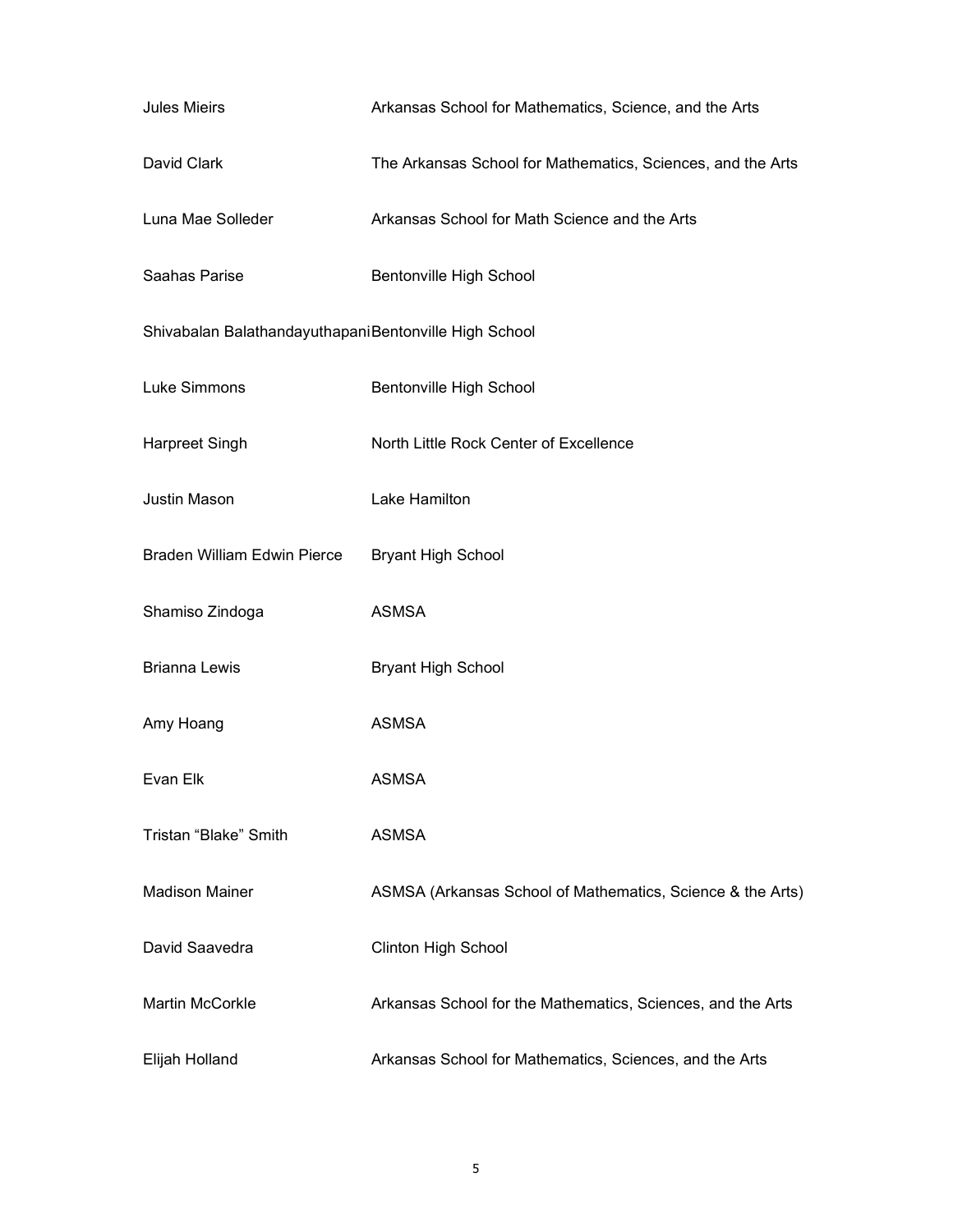| | |
|---|---|
| Jules Mieirs | Arkansas School for Mathematics, Science, and the Arts |
| David Clark | The Arkansas School for Mathematics, Sciences, and the Arts |
| Luna Mae Solleder | Arkansas School for Math Science and the Arts |
| Saahas Parise | Bentonville High School |
| Shivabalan Balathandayuthapani | Bentonville High School |
| Luke Simmons | Bentonville High School |
| Harpreet Singh | North Little Rock Center of Excellence |
| Justin Mason | Lake Hamilton |
| Braden William Edwin Pierce | Bryant High School |
| Shamiso Zindoga | ASMSA |
| Brianna Lewis | Bryant High School |
| Amy Hoang | ASMSA |
| Evan Elk | ASMSA |
| Tristan “Blake” Smith | ASMSA |
| Madison Mainer | ASMSA (Arkansas School of Mathematics, Science & the Arts) |
| David Saavedra | Clinton High School |
| Martin McCorkle | Arkansas School for the Mathematics, Sciences, and the Arts |
| Elijah Holland | Arkansas School for Mathematics, Sciences, and the Arts |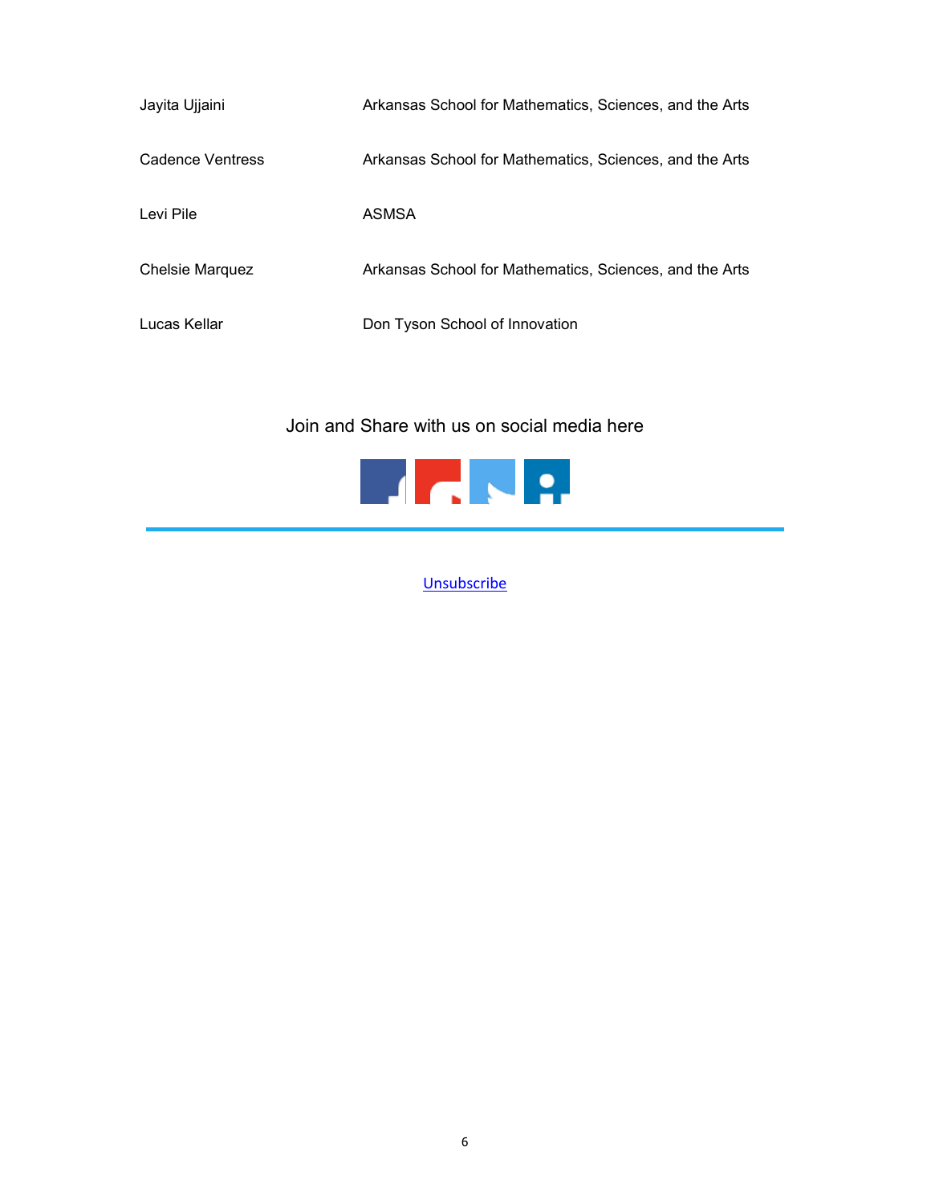| | |
|---|---|
| Jayita Ujjaini | Arkansas School for Mathematics, Sciences, and the Arts |
| Cadence Ventress | Arkansas School for Mathematics, Sciences, and the Arts |
| Levi Pile | ASMSA |
| Chelsie Marquez | Arkansas School for Mathematics, Sciences, and the Arts |
| Lucas Kellar | Don Tyson School of Innovation |

Join and Share with us on social media here

Unsubscribe